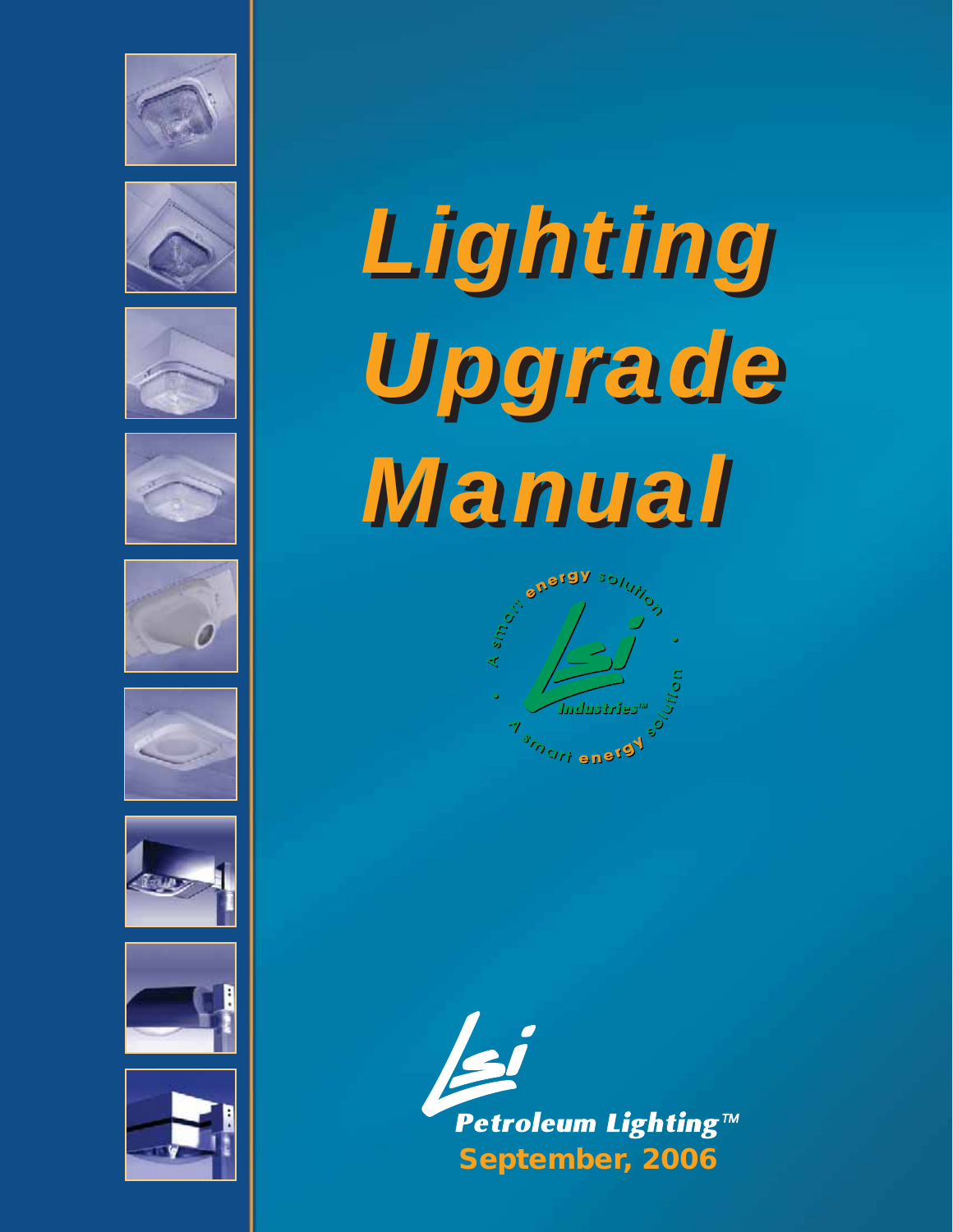# Lighting Upgrade Manual

A smart energy solution • LSI Industries™ • A smart energy solution •

LSI Petroleum Lighting™

September, 2006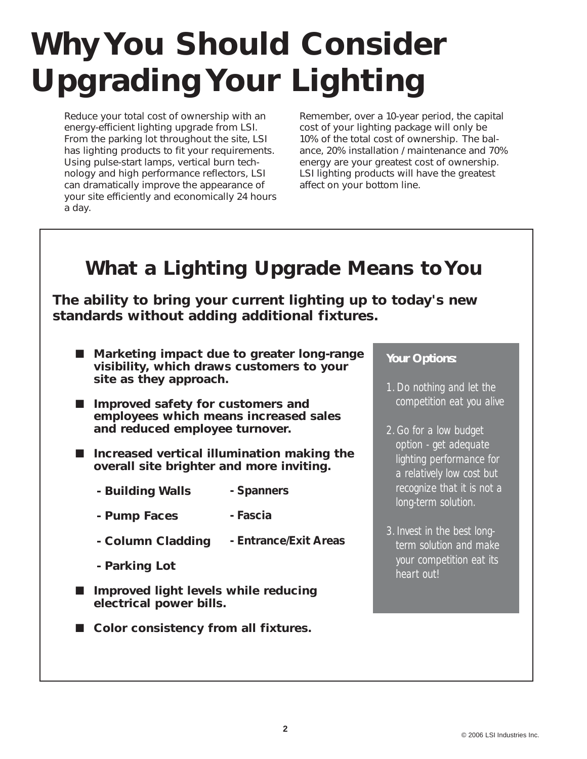# Why You Should Consider Upgrading Your Lighting

Reduce your total cost of ownership with an energy-efficient lighting upgrade from LSI. From the parking lot throughout the site, LSI has lighting products to fit your requirements. Using pulse-start lamps, vertical burn technology and high performance reflectors, LSI can dramatically improve the appearance of your site efficiently and economically 24 hours a day.

Remember, over a 10-year period, the capital cost of your lighting package will only be 10% of the total cost of ownership. The balance, 20% installation / maintenance and 70% energy are your greatest cost of ownership. LSI lighting products will have the greatest affect on your bottom line.

## What a Lighting Upgrade Means to You

**The ability to bring your current lighting up to today's new standards without adding additional fixtures.**

- **Marketing impact due to greater long-range visibility, which draws customers to your site as they approach.**
- **Improved safety for customers and employees which means increased sales and reduced employee turnover.**
- **Increased vertical illumination making the overall site brighter and more inviting.**
  - **Building Walls**
  - **Pump Faces**
  - **Column Cladding**
  - **Parking Lot**
  - **Spanners**
  - **Fascia**
  - **Entrance/Exit Areas**
- **Improved light levels while reducing electrical power bills.**
- **Color consistency from all fixtures.**

**Your Options:**

1. *Do nothing and let the competition eat you alive*
2. *Go for a low budget option - get adequate lighting performance for a relatively low cost but recognize that it is not a long-term solution.*
3. *Invest in the best long-term solution and make your competition eat its heart out!*

© 2006 LSI Industries Inc.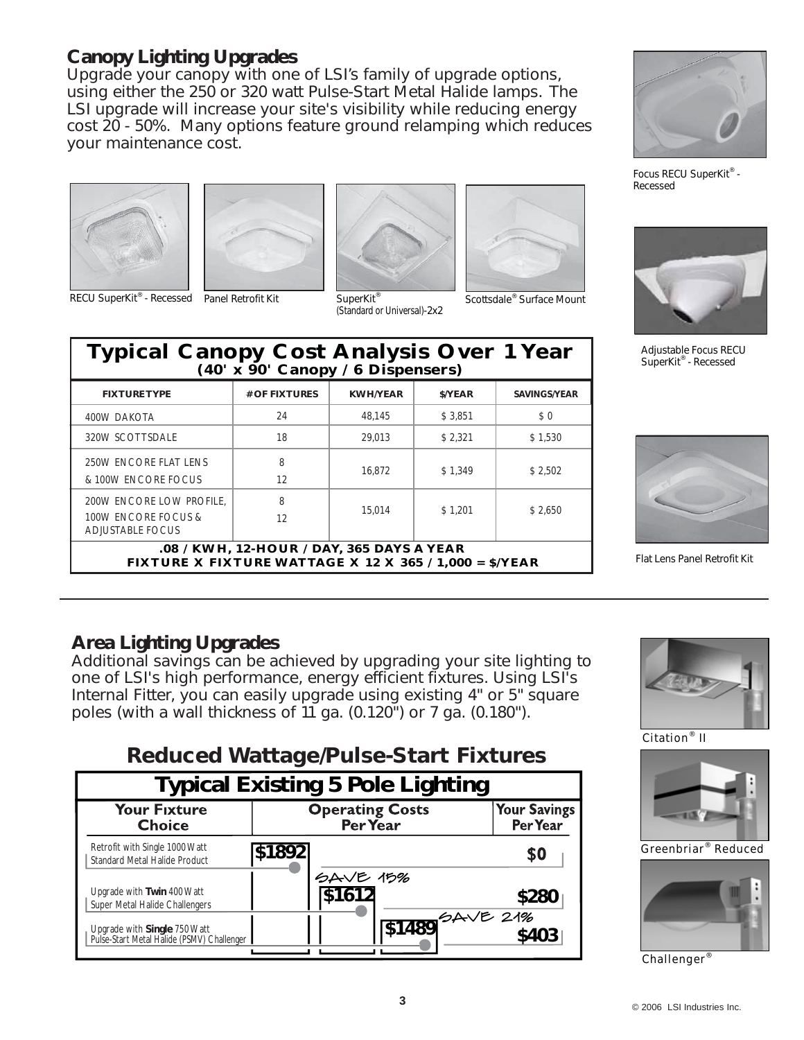## Canopy Lighting Upgrades

Upgrade your canopy with one of LSI's family of upgrade options, using either the 250 or 320 watt Pulse-Start Metal Halide lamps. The LSI upgrade will increase your site's visibility while reducing energy cost 20 - 50%. Many options feature ground relamping which reduces your maintenance cost.

RECU SuperKit® - Recessed

Panel Retrofit Kit

SuperKit® (Standard or Universal)-2x2

Scottsdale® Surface Mount

Focus RECU SuperKit® - Recessed

Adjustable Focus RECU SuperKit® - Recessed

Flat Lens Panel Retrofit Kit

### Typical Canopy Cost Analysis Over 1 Year
(40' x 90' Canopy / 6 Dispensers)

| FIXTURE TYPE | # OF FIXTURES | KWH/YEAR | $/YEAR | SAVINGS/YEAR |
|---|---|---|---|---|
| 400W DAKOTA | 24 | 48,145 | $ 3,851 | $ 0 |
| 320W SCOTTSDALE | 18 | 29,013 | $ 2,321 | $ 1,530 |
| 250W ENCORE FLAT LENS & 100W ENCORE FOCUS | 8 / 12 | 16,872 | $ 1,349 | $ 2,502 |
| 200W ENCORE LOW PROFILE, 100W ENCORE FOCUS & ADJUSTABLE FOCUS | 8 / 12 | 15,014 | $ 1,201 | $ 2,650 |

.08 / KWH, 12-HOUR / DAY, 365 DAYS A YEAR
FIXTURE X FIXTURE WATTAGE X 12 X 365 / 1,000 = $/YEAR

## Area Lighting Upgrades

Additional savings can be achieved by upgrading your site lighting to one of LSI's high performance, energy efficient fixtures. Using LSI's Internal Fitter, you can easily upgrade using existing 4" or 5" square poles (with a wall thickness of 11 ga. (0.120") or 7 ga. (0.180").

### Reduced Wattage/Pulse-Start Fixtures

#### Typical Existing 5 Pole Lighting

| Your Fixture Choice | Operating Costs Per Year | Your Savings Per Year |
|---|---|---|
| Retrofit with Single 1000 Watt Standard Metal Halide Product | $1892 | $0 |
| Upgrade with **Twin** 400 Watt Super Metal Halide Challengers | $1612 (SAVE 15%) | $280 |
| Upgrade with **Single** 750 Watt Pulse-Start Metal Halide (PSMV) Challenger | $1489 (SAVE 21%) | $403 |

Citation® II

Greenbriar® Reduced

Challenger®

© 2006 LSI Industries Inc.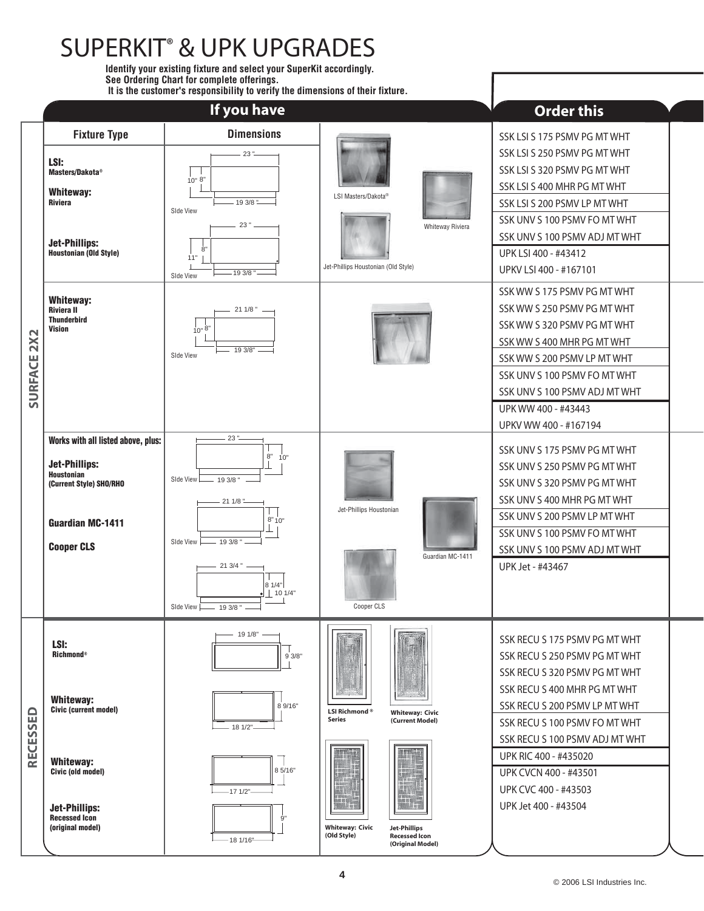# SUPERKIT® & UPK UPGRADES

**Identify your existing fixture and select your SuperKit accordingly.**
**See Ordering Chart for complete offerings.**
**It is the customer's responsibility to verify the dimensions of their fixture.**

| | If you have | | | Order this |
|---|---|---|---|---|
| | **Fixture Type** | **Dimensions** | | |
| SURFACE 2X2 | **LSI:** Masters/Dakota® <br> **Whiteway:** Riviera <br> **Jet-Phillips:** Houstonian (Old Style) | 23"; 10"; 8"; 19 3/8"; Side View <br> 23"; 8"; 11"; 19 3/8"; Side View | LSI Masters/Dakota® <br> Whiteway Riviera <br> Jet-Phillips Houstonian (Old Style) | SSK LSI S 175 PSMV PG MT WHT <br> SSK LSI S 250 PSMV PG MT WHT <br> SSK LSI S 320 PSMV PG MT WHT <br> SSK LSI S 400 MHR PG MT WHT <br> SSK LSI S 200 PSMV LP MT WHT <br> SSK UNV S 100 PSMV FO MT WHT <br> SSK UNV S 100 PSMV ADJ MT WHT <br> UPK LSI 400 - #43412 <br> UPKV LSI 400 - #167101 |
| SURFACE 2X2 | **Whiteway:** Riviera II, Thunderbird, Vision | 21 1/8"; 10"; 8"; 19 3/8"; Side View | | SSK WW S 175 PSMV PG MT WHT <br> SSK WW S 250 PSMV PG MT WHT <br> SSK WW S 320 PSMV PG MT WHT <br> SSK WW S 400 MHR PG MT WHT <br> SSK WW S 200 PSMV LP MT WHT <br> SSK UNV S 100 PSMV FO MT WHT <br> SSK UNV S 100 PSMV ADJ MT WHT <br> UPK WW 400 - #43443 <br> UPKV WW 400 - #167194 |
| SURFACE 2X2 | **Works with all listed above, plus:** <br> **Jet-Phillips:** Houstonian (Current Style) SHO/RHO <br> **Guardian MC-1411** <br> **Cooper CLS** | 23"; 8"; 10"; 19 3/8"; Side View <br> 21 1/8"; 8"; 10"; 19 3/8"; Side View <br> 21 3/4"; 8 1/4"; 10 1/4"; 19 3/8"; Side View | Jet-Phillips Houstonian <br> Guardian MC-1411 <br> Cooper CLS | SSK UNV S 175 PSMV PG MT WHT <br> SSK UNV S 250 PSMV PG MT WHT <br> SSK UNV S 320 PSMV PG MT WHT <br> SSK UNV S 400 MHR PG MT WHT <br> SSK UNV S 200 PSMV LP MT WHT <br> SSK UNV S 100 PSMV FO MT WHT <br> SSK UNV S 100 PSMV ADJ MT WHT <br> UPK Jet - #43467 |
| RECESSED | **LSI:** Richmond® <br> **Whiteway:** Civic (current model) <br> **Whiteway:** Civic (old model) <br> **Jet-Phillips:** Recessed Icon (original model) | 19 1/8"; 9 3/8" <br> 18 1/2"; 8 9/16" <br> 17 1/2"; 8 5/16" <br> 18 1/16"; 9" | LSI Richmond® Series <br> Whiteway: Civic (Current Model) <br> Whiteway: Civic (Old Style) <br> Jet-Phillips Recessed Icon (Original Model) | SSK RECU S 175 PSMV PG MT WHT <br> SSK RECU S 250 PSMV PG MT WHT <br> SSK RECU S 320 PSMV PG MT WHT <br> SSK RECU S 400 MHR PG MT WHT <br> SSK RECU S 200 PSMV LP MT WHT <br> SSK RECU S 100 PSMV FO MT WHT <br> SSK RECU S 100 PSMV ADJ MT WHT <br> UPK RIC 400 - #435020 <br> UPK CVCN 400 - #43501 <br> UPK CVC 400 - #43503 <br> UPK Jet 400 - #43504 |

© 2006 LSI Industries Inc.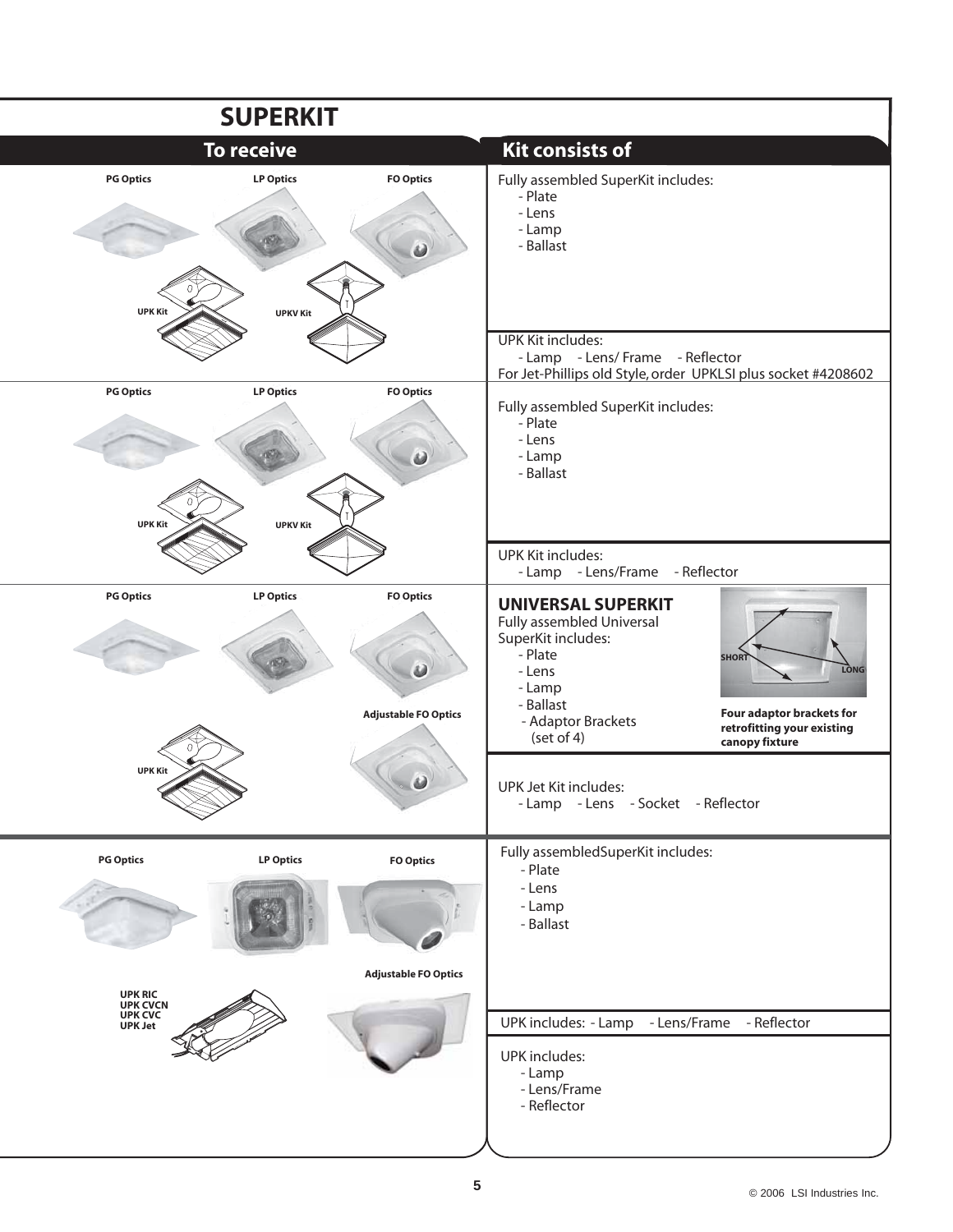# SUPERKIT

| To receive | Kit consists of |
|---|---|
| PG Optics, LP Optics, FO Optics | Fully assembled SuperKit includes:<br>- Plate<br>- Lens<br>- Lamp<br>- Ballast |
| UPK Kit, UPKV Kit | UPK Kit includes:<br>- Lamp - Lens/ Frame - Reflector<br>For Jet-Phillips old Style, order UPKLSI plus socket #4208602 |
| PG Optics, LP Optics, FO Optics | Fully assembled SuperKit includes:<br>- Plate<br>- Lens<br>- Lamp<br>- Ballast |
| UPK Kit, UPKV Kit | UPK Kit includes:<br>- Lamp - Lens/Frame - Reflector |
| PG Optics, LP Optics, FO Optics, Adjustable FO Optics | **UNIVERSAL SUPERKIT**<br>Fully assembled Universal SuperKit includes:<br>- Plate<br>- Lens<br>- Lamp<br>- Ballast<br>- Adaptor Brackets (set of 4)<br>SHORT / LONG<br>**Four adaptor brackets for retrofitting your existing canopy fixture** |
| UPK Kit | UPK Jet Kit includes:<br>- Lamp - Lens - Socket - Reflector |
| PG Optics, LP Optics, FO Optics, Adjustable FO Optics | Fully assembledSuperKit includes:<br>- Plate<br>- Lens<br>- Lamp<br>- Ballast |
| UPK RIC, UPK CVCN, UPK CVC, UPK Jet | UPK includes: - Lamp - Lens/Frame - Reflector |
| | UPK includes:<br>- Lamp<br>- Lens/Frame<br>- Reflector |

© 2006 LSI Industries Inc.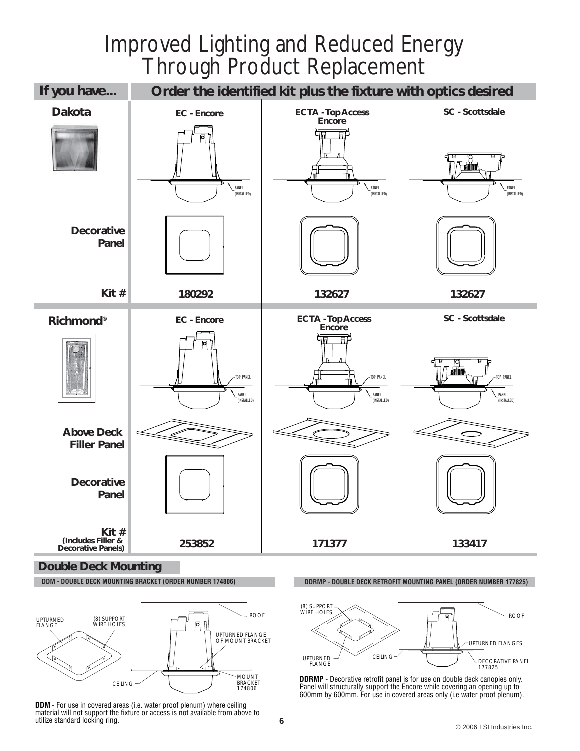# Improved Lighting and Reduced Energy Through Product Replacement

| If you have... | Order the identified kit plus the fixture with optics desired | | |
|---|---|---|---|
| **Dakota** | **EC - Encore** | **ECTA - Top Access Encore** | **SC - Scottsdale** |
| | PANEL (INSTALLED) | PANEL (INSTALLED) | PANEL (INSTALLED) |
| **Decorative Panel** | | | |
| **Kit #** | **180292** | **132627** | **132627** |
| **Richmond®** | **EC - Encore** | **ECTA - Top Access Encore** | **SC - Scottsdale** |
| | TOP PANEL / PANEL (INSTALLED) | TOP PANEL / PANEL (INSTALLED) | TOP PANEL / PANEL (INSTALLED) |
| **Above Deck Filler Panel** | | | |
| **Decorative Panel** | | | |
| **Kit # (Includes Filler & Decorative Panels)** | **253852** | **171377** | **133417** |

## Double Deck Mounting

**DDM - DOUBLE DECK MOUNTING BRACKET (ORDER NUMBER 174806)**

UPTURNED FLANGE  
(8) SUPPORT WIRE HOLES  
ROOF  
UPTURNED FLANGE OF MOUNT BRACKET  
CEILING  
MOUNT BRACKET 174806

**DDM** - For use in covered areas (i.e. water proof plenum) where ceiling material will not support the fixture or access is not available from above to utilize standard locking ring.

**DDRMP - DOUBLE DECK RETROFIT MOUNTING PANEL (ORDER NUMBER 177825)**

(8) SUPPORT WIRE HOLES  
UPTURNED FLANGE  
CEILING  
ROOF  
UPTURNED FLANGES  
DECORATIVE PANEL 177825

**DDRMP** - Decorative retrofit panel is for use on double deck canopies only. Panel will structurally support the Encore while covering an opening up to 600mm by 600mm. For use in covered areas only (i.e water proof plenum).

© 2006 LSI Industries Inc.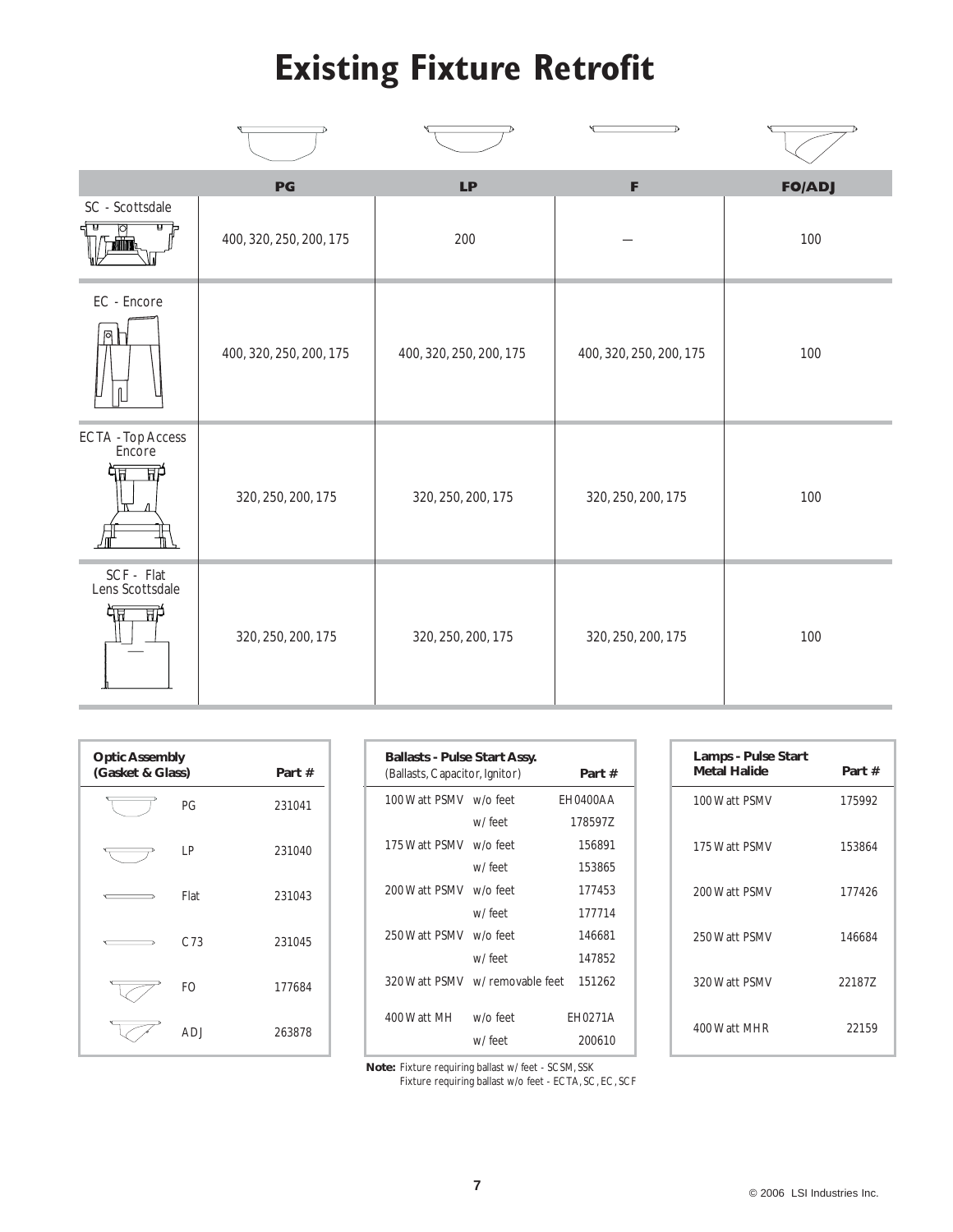# Existing Fixture Retrofit

| | PG | LP | F | FO/ADJ |
|---|---|---|---|---|
| SC - Scottsdale | 400, 320, 250, 200, 175 | 200 | — | 100 |
| EC - Encore | 400, 320, 250, 200, 175 | 400, 320, 250, 200, 175 | 400, 320, 250, 200, 175 | 100 |
| ECTA - Top Access Encore | 320, 250, 200, 175 | 320, 250, 200, 175 | 320, 250, 200, 175 | 100 |
| SCF - Flat Lens Scottsdale | 320, 250, 200, 175 | 320, 250, 200, 175 | 320, 250, 200, 175 | 100 |

| **Optic Assembly (Gasket & Glass)** | **Part #** |
|---|---|
| PG | 231041 |
| LP | 231040 |
| Flat | 231043 |
| C73 | 231045 |
| FO | 177684 |
| ADJ | 263878 |

| **Ballasts - Pulse Start Assy.** *(Ballasts, Capacitor, Ignitor)* | | **Part #** |
|---|---|---|
| 100 Watt PSMV | w/o feet | EH0400AA |
| | w/ feet | 178597Z |
| 175 Watt PSMV | w/o feet | 156891 |
| | w/ feet | 153865 |
| 200 Watt PSMV | w/o feet | 177453 |
| | w/ feet | 177714 |
| 250 Watt PSMV | w/o feet | 146681 |
| | w/ feet | 147852 |
| 320 Watt PSMV | w/ removable feet | 151262 |
| 400 Watt MH | w/o feet | EH0271A |
| | w/ feet | 200610 |

**Note:** Fixture requiring ballast w/ feet - SCSM, SSK
Fixture requiring ballast w/o feet - ECTA, SC, EC, SCF

| **Lamps - Pulse Start Metal Halide** | **Part #** |
|---|---|
| 100 Watt PSMV | 175992 |
| 175 Watt PSMV | 153864 |
| 200 Watt PSMV | 177426 |
| 250 Watt PSMV | 146684 |
| 320 Watt PSMV | 22187Z |
| 400 Watt MHR | 22159 |

© 2006 LSI Industries Inc.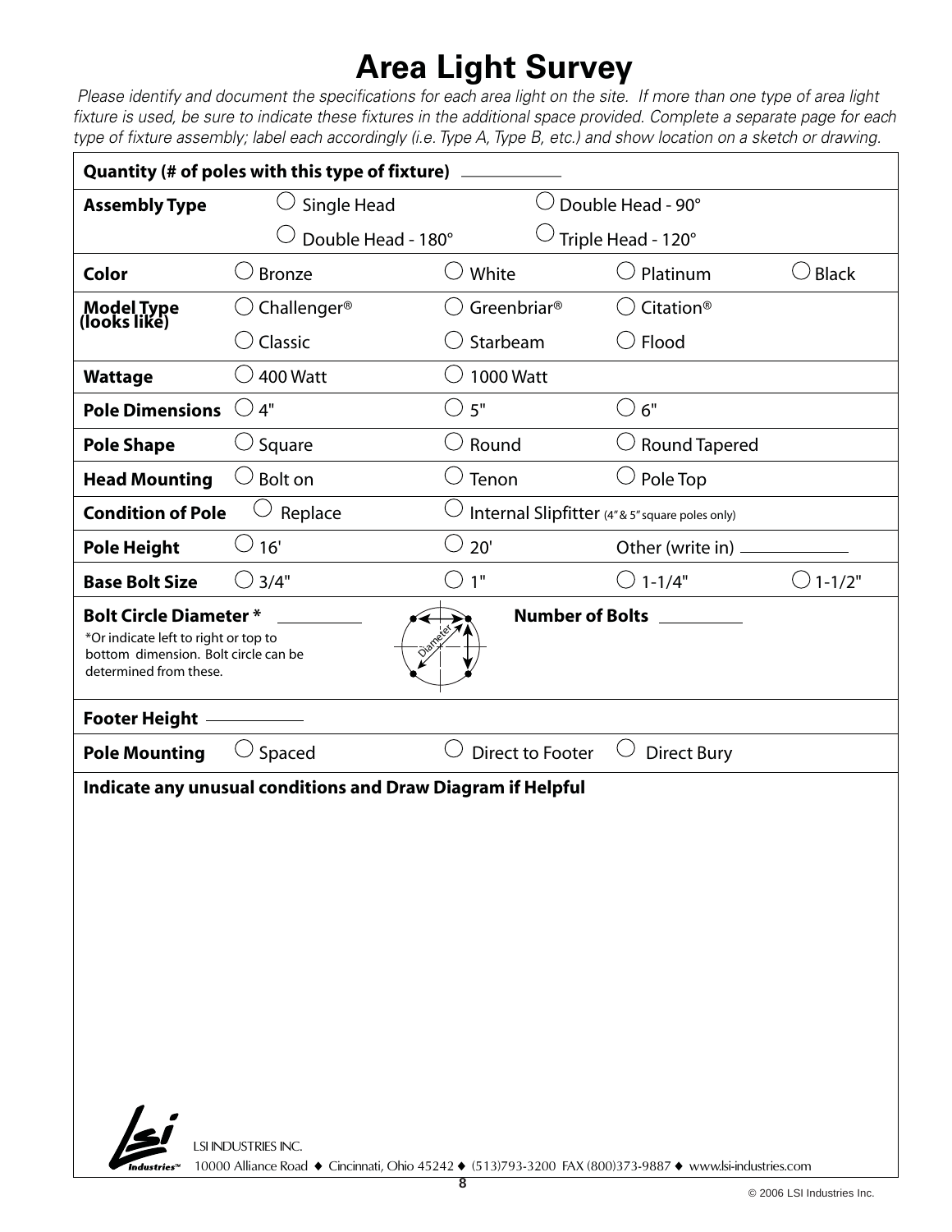# Area Light Survey

*Please identify and document the specifications for each area light on the site. If more than one type of area light fixture is used, be sure to indicate these fixtures in the additional space provided. Complete a separate page for each type of fixture assembly; label each accordingly (i.e. Type A, Type B, etc.) and show location on a sketch or drawing.*

**Quantity (# of poles with this type of fixture)** ____________

| | | | | |
|---|---|---|---|---|
| **Assembly Type** | ○ Single Head | | ○ Double Head - 90° | |
| | ○ Double Head - 180° | | ○ Triple Head - 120° | |
| **Color** | ○ Bronze | ○ White | ○ Platinum | ○ Black |
| **Model Type (looks like)** | ○ Challenger® | ○ Greenbriar® | ○ Citation® | |
| | ○ Classic | ○ Starbeam | ○ Flood | |
| **Wattage** | ○ 400 Watt | ○ 1000 Watt | | |
| **Pole Dimensions** | ○ 4" | ○ 5" | ○ 6" | |
| **Pole Shape** | ○ Square | ○ Round | ○ Round Tapered | |
| **Head Mounting** | ○ Bolt on | ○ Tenon | ○ Pole Top | |
| **Condition of Pole** | ○ Replace | ○ Internal Slipfitter (4" & 5" square poles only) | | |
| **Pole Height** | ○ 16' | ○ 20' | Other (write in) ____________ | |
| **Base Bolt Size** | ○ 3/4" | ○ 1" | ○ 1-1/4" | ○ 1-1/2" |

**Bolt Circle Diameter *** ____________

*Or indicate left to right or top to bottom dimension. Bolt circle can be determined from these.

Diameter

**Number of Bolts** ____________

**Footer Height** ____________

| | | | |
|---|---|---|---|
| **Pole Mounting** | ○ Spaced | ○ Direct to Footer | ○ Direct Bury |

**Indicate any unusual conditions and Draw Diagram if Helpful**

LSI INDUSTRIES INC.
10000 Alliance Road ♦ Cincinnati, Ohio 45242 ♦ (513)793-3200 FAX (800)373-9887 ♦ www.lsi-industries.com

© 2006 LSI Industries Inc.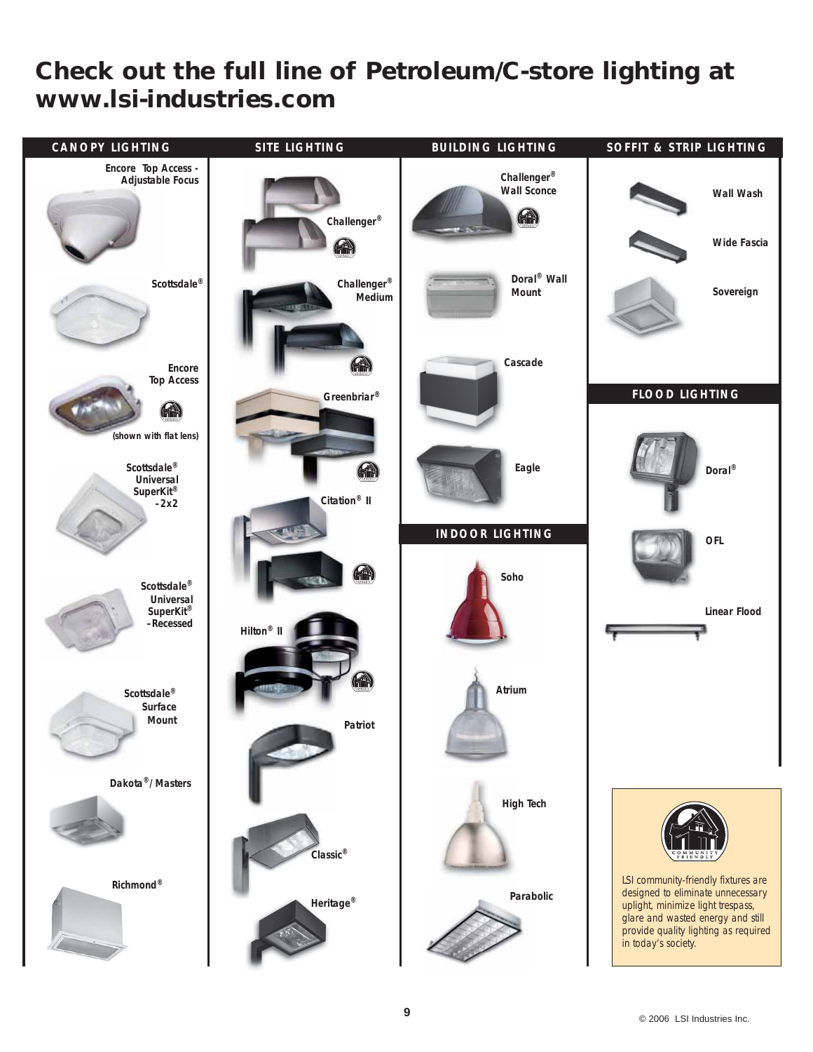# Check out the full line of Petroleum/C-store lighting at www.lsi-industries.com

## CANOPY LIGHTING

- Encore Top Access - Adjustable Focus
- Scottsdale®
- Encore Top Access (shown with flat lens)
- Scottsdale® Universal SuperKit® – 2x2
- Scottsdale® Universal SuperKit® – Recessed
- Scottsdale® Surface Mount
- Dakota®/ Masters
- Richmond®

## SITE LIGHTING

- Challenger®
- Challenger® Medium
- Greenbriar®
- Citation® II
- Hilton® II
- Patriot
- Classic®
- Heritage®

## BUILDING LIGHTING

- Challenger® Wall Sconce
- Doral® Wall Mount
- Cascade
- Eagle

## INDOOR LIGHTING

- Soho
- Atrium
- High Tech
- Parabolic

## SOFFIT & STRIP LIGHTING

- Wall Wash
- Wide Fascia
- Sovereign

## FLOOD LIGHTING

- Doral®
- OFL
- Linear Flood

COMMUNITY FRIENDLY

*LSI community-friendly fixtures are designed to eliminate unnecessary uplight, minimize light trespass, glare and wasted energy and still provide quality lighting as required in today's society.*

© 2006 LSI Industries Inc.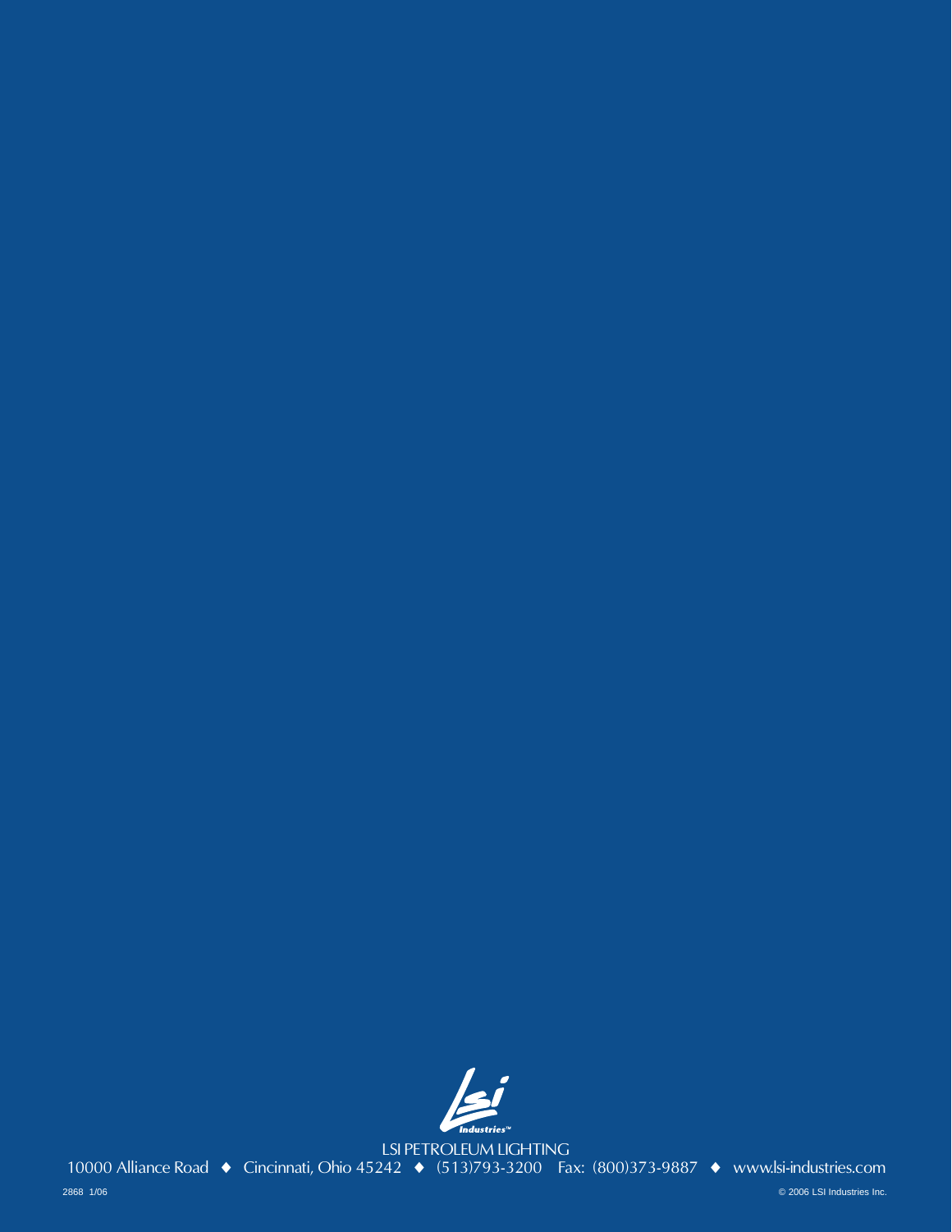LSI Industries™

LSI PETROLEUM LIGHTING

10000 Alliance Road ◆ Cincinnati, Ohio 45242 ◆ (513)793-3200 Fax: (800)373-9887 ◆ www.lsi-industries.com

2868 1/06

© 2006 LSI Industries Inc.